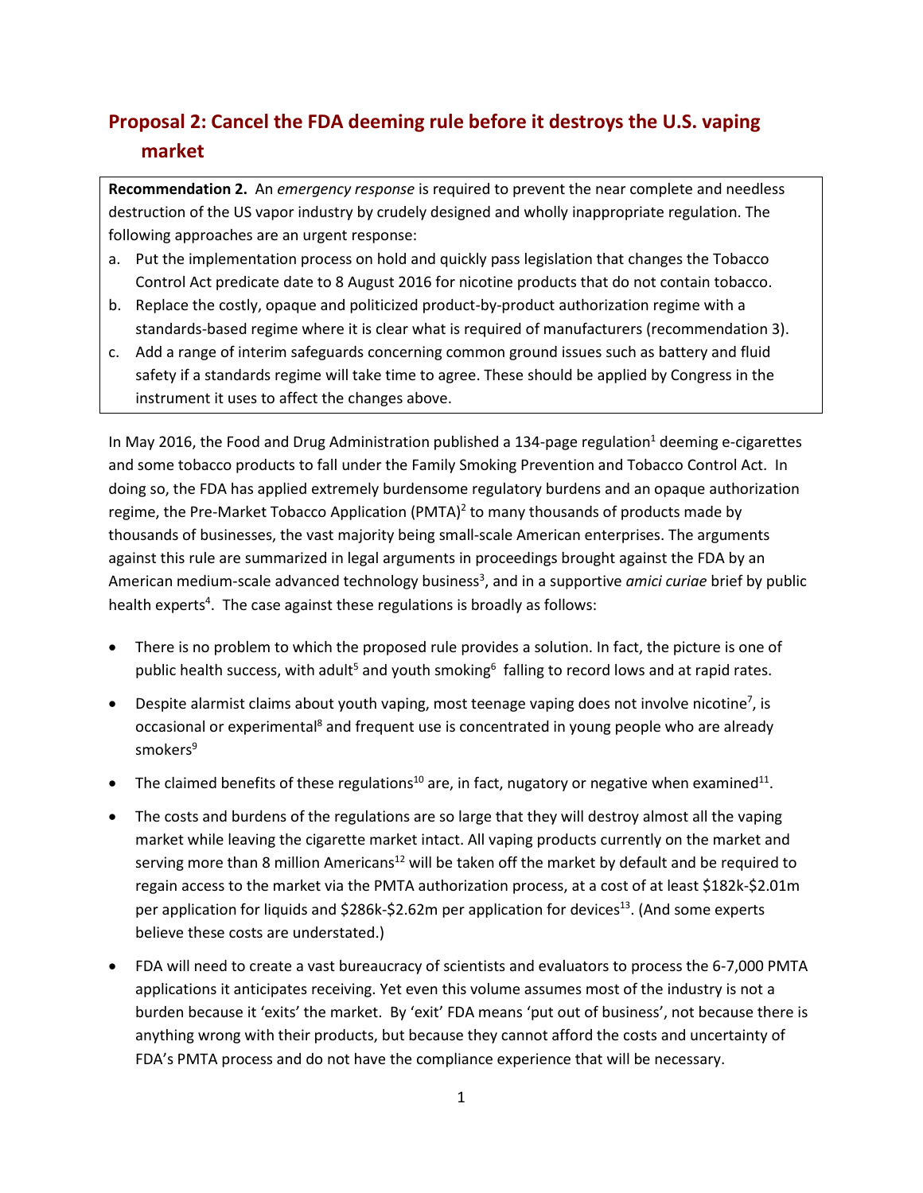## Proposal 2: Cancel the FDA deeming rule before it destroys the U.S. vaping market

**Recommendation 2.** An *emergency response* is required to prevent the near complete and needless destruction of the US vapor industry by crudely designed and wholly inappropriate regulation. The following approaches are an urgent response:

a. Put the implementation process on hold and quickly pass legislation that changes the Tobacco Control Act predicate date to 8 August 2016 for nicotine products that do not contain tobacco.
b. Replace the costly, opaque and politicized product-by-product authorization regime with a standards-based regime where it is clear what is required of manufacturers (recommendation 3).
c. Add a range of interim safeguards concerning common ground issues such as battery and fluid safety if a standards regime will take time to agree. These should be applied by Congress in the instrument it uses to affect the changes above.

In May 2016, the Food and Drug Administration published a 134-page regulation[1] deeming e-cigarettes and some tobacco products to fall under the Family Smoking Prevention and Tobacco Control Act. In doing so, the FDA has applied extremely burdensome regulatory burdens and an opaque authorization regime, the Pre-Market Tobacco Application (PMTA)[2] to many thousands of products made by thousands of businesses, the vast majority being small-scale American enterprises. The arguments against this rule are summarized in legal arguments in proceedings brought against the FDA by an American medium-scale advanced technology business[3], and in a supportive *amici curiae* brief by public health experts[4]. The case against these regulations is broadly as follows:

- There is no problem to which the proposed rule provides a solution. In fact, the picture is one of public health success, with adult[5] and youth smoking[6] falling to record lows and at rapid rates.
- Despite alarmist claims about youth vaping, most teenage vaping does not involve nicotine[7], is occasional or experimental[8] and frequent use is concentrated in young people who are already smokers[9]
- The claimed benefits of these regulations[10] are, in fact, nugatory or negative when examined[11].
- The costs and burdens of the regulations are so large that they will destroy almost all the vaping market while leaving the cigarette market intact. All vaping products currently on the market and serving more than 8 million Americans[12] will be taken off the market by default and be required to regain access to the market via the PMTA authorization process, at a cost of at least \$182k-\$2.01m per application for liquids and \$286k-\$2.62m per application for devices[13]. (And some experts believe these costs are understated.)
- FDA will need to create a vast bureaucracy of scientists and evaluators to process the 6-7,000 PMTA applications it anticipates receiving. Yet even this volume assumes most of the industry is not a burden because it 'exits' the market. By 'exit' FDA means 'put out of business', not because there is anything wrong with their products, but because they cannot afford the costs and uncertainty of FDA's PMTA process and do not have the compliance experience that will be necessary.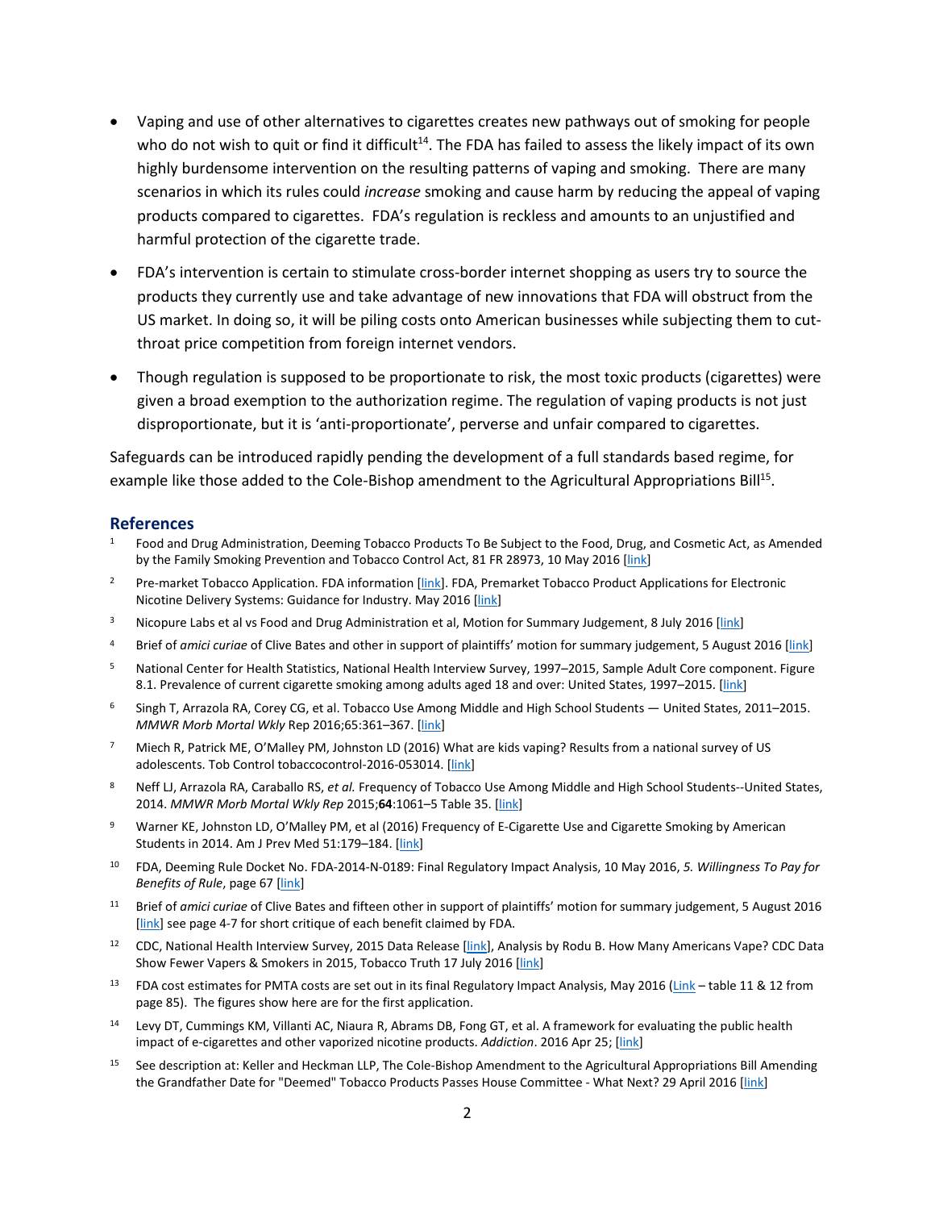- Vaping and use of other alternatives to cigarettes creates new pathways out of smoking for people who do not wish to quit or find it difficult[14]. The FDA has failed to assess the likely impact of its own highly burdensome intervention on the resulting patterns of vaping and smoking. There are many scenarios in which its rules could *increase* smoking and cause harm by reducing the appeal of vaping products compared to cigarettes. FDA's regulation is reckless and amounts to an unjustified and harmful protection of the cigarette trade.
- FDA's intervention is certain to stimulate cross-border internet shopping as users try to source the products they currently use and take advantage of new innovations that FDA will obstruct from the US market. In doing so, it will be piling costs onto American businesses while subjecting them to cut-throat price competition from foreign internet vendors.
- Though regulation is supposed to be proportionate to risk, the most toxic products (cigarettes) were given a broad exemption to the authorization regime. The regulation of vaping products is not just disproportionate, but it is 'anti-proportionate', perverse and unfair compared to cigarettes.

Safeguards can be introduced rapidly pending the development of a full standards based regime, for example like those added to the Cole-Bishop amendment to the Agricultural Appropriations Bill[15].

## References

1. Food and Drug Administration, Deeming Tobacco Products To Be Subject to the Food, Drug, and Cosmetic Act, as Amended by the Family Smoking Prevention and Tobacco Control Act, 81 FR 28973, 10 May 2016 [link]
2. Pre-market Tobacco Application. FDA information [link]. FDA, Premarket Tobacco Product Applications for Electronic Nicotine Delivery Systems: Guidance for Industry. May 2016 [link]
3. Nicopure Labs et al vs Food and Drug Administration et al, Motion for Summary Judgement, 8 July 2016 [link]
4. Brief of *amici curiae* of Clive Bates and other in support of plaintiffs' motion for summary judgement, 5 August 2016 [link]
5. National Center for Health Statistics, National Health Interview Survey, 1997–2015, Sample Adult Core component. Figure 8.1. Prevalence of current cigarette smoking among adults aged 18 and over: United States, 1997–2015. [link]
6. Singh T, Arrazola RA, Corey CG, et al. Tobacco Use Among Middle and High School Students — United States, 2011–2015. *MMWR Morb Mortal Wkly* Rep 2016;65:361–367. [link]
7. Miech R, Patrick ME, O'Malley PM, Johnston LD (2016) What are kids vaping? Results from a national survey of US adolescents. Tob Control tobaccocontrol-2016-053014. [link]
8. Neff LJ, Arrazola RA, Caraballo RS, *et al.* Frequency of Tobacco Use Among Middle and High School Students--United States, 2014. *MMWR Morb Mortal Wkly Rep* 2015;**64**:1061–5 Table 35. [link]
9. Warner KE, Johnston LD, O'Malley PM, et al (2016) Frequency of E-Cigarette Use and Cigarette Smoking by American Students in 2014. Am J Prev Med 51:179–184. [link]
10. FDA, Deeming Rule Docket No. FDA-2014-N-0189: Final Regulatory Impact Analysis, 10 May 2016, *5. Willingness To Pay for Benefits of Rule*, page 67 [link]
11. Brief of *amici curiae* of Clive Bates and fifteen other in support of plaintiffs' motion for summary judgement, 5 August 2016 [link] see page 4-7 for short critique of each benefit claimed by FDA.
12. CDC, National Health Interview Survey, 2015 Data Release [link], Analysis by Rodu B. How Many Americans Vape? CDC Data Show Fewer Vapers & Smokers in 2015, Tobacco Truth 17 July 2016 [link]
13. FDA cost estimates for PMTA costs are set out in its final Regulatory Impact Analysis, May 2016 (Link – table 11 & 12 from page 85). The figures show here are for the first application.
14. Levy DT, Cummings KM, Villanti AC, Niaura R, Abrams DB, Fong GT, et al. A framework for evaluating the public health impact of e-cigarettes and other vaporized nicotine products. *Addiction*. 2016 Apr 25; [link]
15. See description at: Keller and Heckman LLP, The Cole-Bishop Amendment to the Agricultural Appropriations Bill Amending the Grandfather Date for "Deemed" Tobacco Products Passes House Committee - What Next? 29 April 2016 [link]